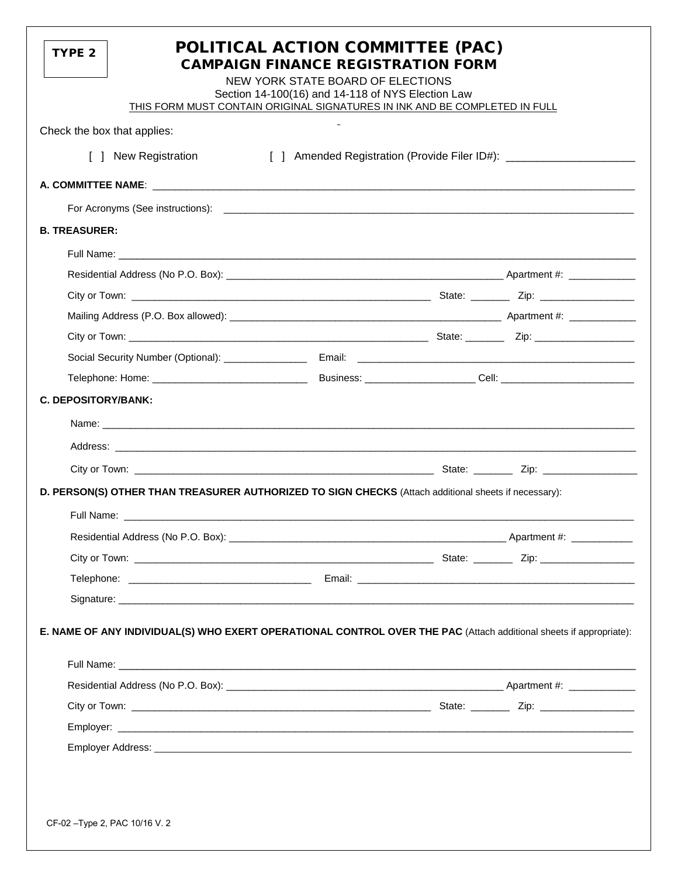**TYPE 2**

# POLITICAL ACTION COMMITTEE (PAC)
## CAMPAIGN FINANCE REGISTRATION FORM

NEW YORK STATE BOARD OF ELECTIONS
Section 14-100(16) and 14-118 of NYS Election Law
THIS FORM MUST CONTAIN ORIGINAL SIGNATURES IN INK AND BE COMPLETED IN FULL

Check the box that applies:

[ ] New Registration [ ] Amended Registration (Provide Filer ID#): ____________________

**A. COMMITTEE NAME**: ______________________________________________________________________

For Acronyms (See instructions): ______________________________________________________________

**B. TREASURER:**

Full Name: ______________________________________________________________________________

Residential Address (No P.O. Box): ____________________________________ Apartment #: ___________

City or Town: ________________________________________ State: _______ Zip: ________________

Mailing Address (P.O. Box allowed): ___________________________________ Apartment #: ___________

City or Town: ________________________________________ State: _______ Zip: ________________

Social Security Number (Optional): ______________ Email: ______________________________________

Telephone: Home: __________________________ Business: ___________________ Cell: _______________________

**C. DEPOSITORY/BANK:**

Name: __________________________________________________________________________________

Address: ________________________________________________________________________________

City or Town: ________________________________________ State: _______ Zip: ________________

**D. PERSON(S) OTHER THAN TREASURER AUTHORIZED TO SIGN CHECKS** (Attach additional sheets if necessary):

Full Name: ______________________________________________________________________________

Residential Address (No P.O. Box): ____________________________________ Apartment #: ___________

City or Town: ________________________________________ State: _______ Zip: ________________

Telephone: ________________________________ Email: ______________________________________

Signature: _______________________________________________________________________________

**E. NAME OF ANY INDIVIDUAL(S) WHO EXERT OPERATIONAL CONTROL OVER THE PAC** (Attach additional sheets if appropriate):

Full Name: ______________________________________________________________________________

Residential Address (No P.O. Box): ____________________________________ Apartment #: ___________

City or Town: ________________________________________ State: _______ Zip: ________________

Employer: _______________________________________________________________________________

Employer Address: ________________________________________________________________________

CF-02 –Type 2, PAC 10/16 V. 2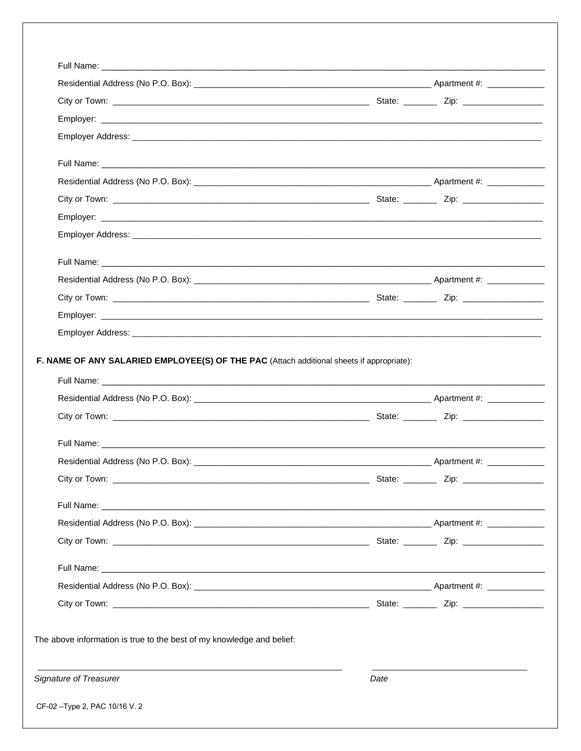Full Name: ____________________________________________________________________________________________

Residential Address (No P.O. Box): ____________________________________________________ Apartment #: ____________

City or Town: ________________________________________________________ State: _______ Zip: _________________

Employer: ____________________________________________________________________________________________

Employer Address: _____________________________________________________________________________________

Full Name: ____________________________________________________________________________________________

Residential Address (No P.O. Box): ____________________________________________________ Apartment #: ____________

City or Town: ________________________________________________________ State: _______ Zip: _________________

Employer: ____________________________________________________________________________________________

Employer Address: _____________________________________________________________________________________

Full Name: ____________________________________________________________________________________________

Residential Address (No P.O. Box): ____________________________________________________ Apartment #: ____________

City or Town: ________________________________________________________ State: _______ Zip: _________________

Employer: ____________________________________________________________________________________________

Employer Address: _____________________________________________________________________________________

**F. NAME OF ANY SALARIED EMPLOYEE(S) OF THE PAC** (Attach additional sheets if appropriate):

Full Name: ____________________________________________________________________________________________

Residential Address (No P.O. Box): ____________________________________________________ Apartment #: ____________

City or Town: ________________________________________________________ State: _______ Zip: _________________

Full Name: ____________________________________________________________________________________________

Residential Address (No P.O. Box): ____________________________________________________ Apartment #: ____________

City or Town: ________________________________________________________ State: _______ Zip: _________________

Full Name: ____________________________________________________________________________________________

Residential Address (No P.O. Box): ____________________________________________________ Apartment #: ____________

City or Town: ________________________________________________________ State: _______ Zip: _________________

Full Name: ____________________________________________________________________________________________

Residential Address (No P.O. Box): ____________________________________________________ Apartment #: ____________

City or Town: ________________________________________________________ State: _______ Zip: _________________

The above information is true to the best of my knowledge and belief:

_________________________________________________________________ ________________________________

*Signature of Treasurer* *Date*

CF-02 –Type 2, PAC 10/16 V. 2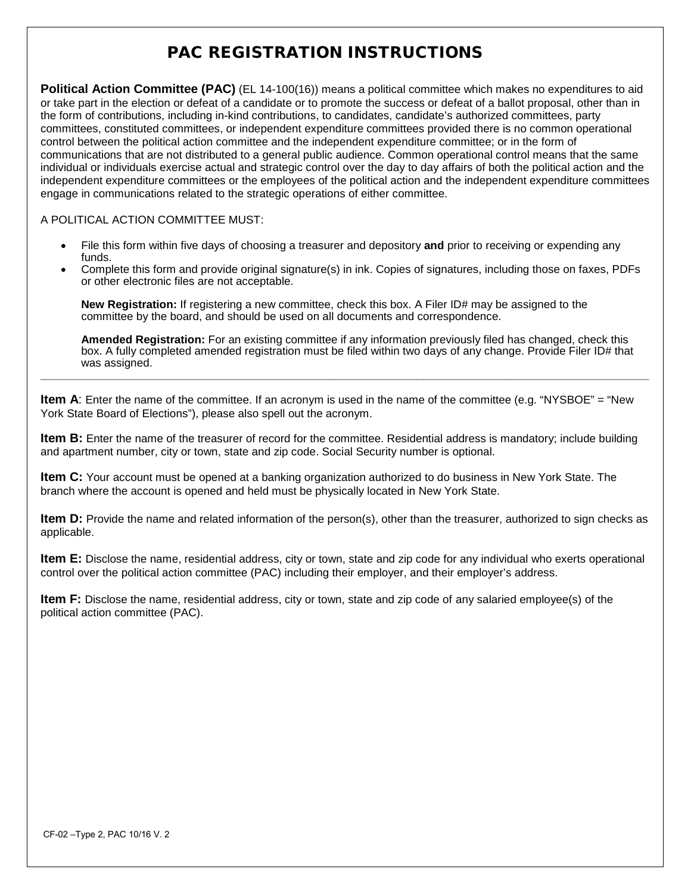# PAC REGISTRATION INSTRUCTIONS

**Political Action Committee (PAC)** (EL 14-100(16)) means a political committee which makes no expenditures to aid or take part in the election or defeat of a candidate or to promote the success or defeat of a ballot proposal, other than in the form of contributions, including in-kind contributions, to candidates, candidate's authorized committees, party committees, constituted committees, or independent expenditure committees provided there is no common operational control between the political action committee and the independent expenditure committee; or in the form of communications that are not distributed to a general public audience. Common operational control means that the same individual or individuals exercise actual and strategic control over the day to day affairs of both the political action and the independent expenditure committees or the employees of the political action and the independent expenditure committees engage in communications related to the strategic operations of either committee.

A POLITICAL ACTION COMMITTEE MUST:

- File this form within five days of choosing a treasurer and depository **and** prior to receiving or expending any funds.
- Complete this form and provide original signature(s) in ink. Copies of signatures, including those on faxes, PDFs or other electronic files are not acceptable.

**New Registration:** If registering a new committee, check this box. A Filer ID# may be assigned to the committee by the board, and should be used on all documents and correspondence.

**Amended Registration:** For an existing committee if any information previously filed has changed, check this box. A fully completed amended registration must be filed within two days of any change. Provide Filer ID# that was assigned.

---

**Item A**: Enter the name of the committee. If an acronym is used in the name of the committee (e.g. "NYSBOE" = "New York State Board of Elections"), please also spell out the acronym.

**Item B:** Enter the name of the treasurer of record for the committee. Residential address is mandatory; include building and apartment number, city or town, state and zip code. Social Security number is optional.

**Item C:** Your account must be opened at a banking organization authorized to do business in New York State. The branch where the account is opened and held must be physically located in New York State.

**Item D:** Provide the name and related information of the person(s), other than the treasurer, authorized to sign checks as applicable.

**Item E:** Disclose the name, residential address, city or town, state and zip code for any individual who exerts operational control over the political action committee (PAC) including their employer, and their employer's address.

**Item F:** Disclose the name, residential address, city or town, state and zip code of any salaried employee(s) of the political action committee (PAC).

CF-02 –Type 2, PAC 10/16 V. 2